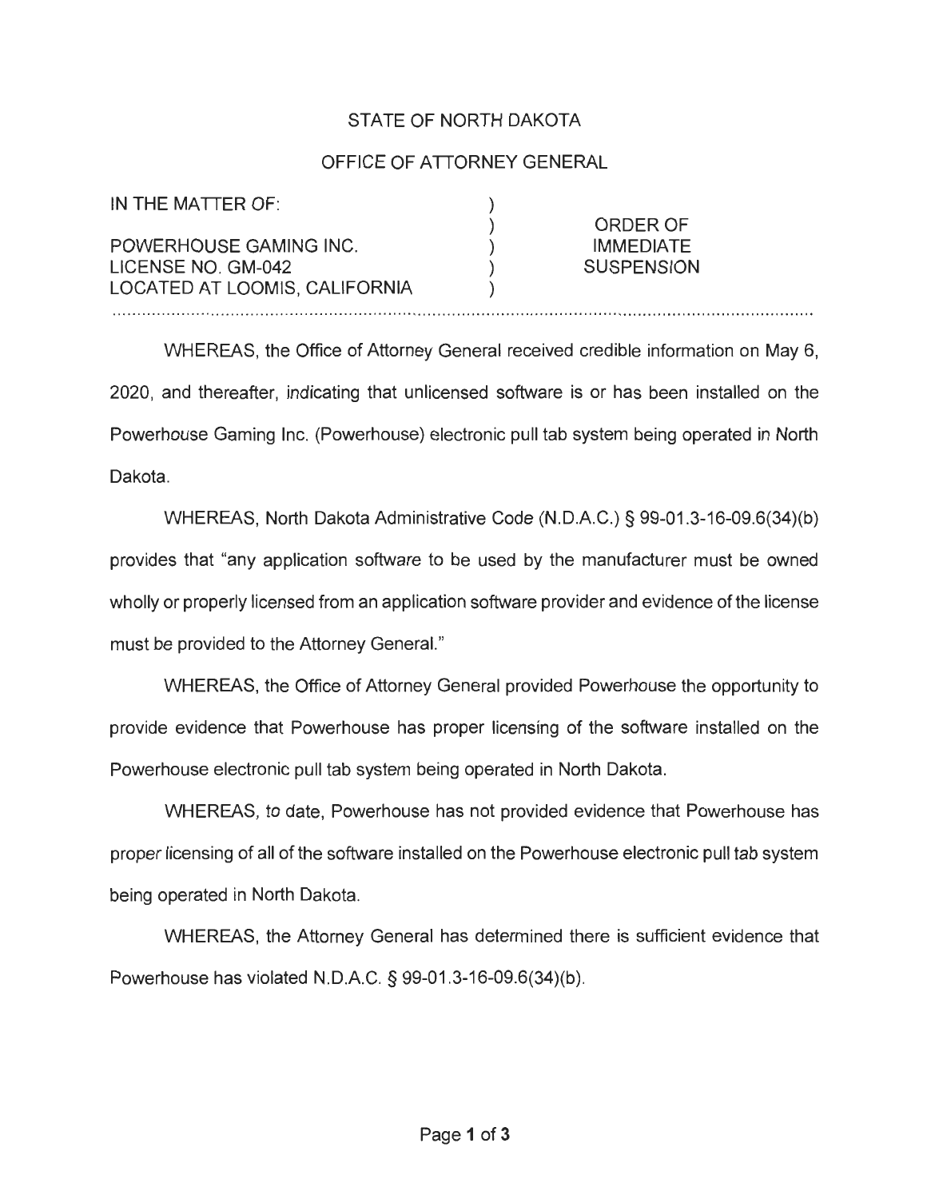STATE OF NORTH DAKOTA

OFFICE OF ATTORNEY GENERAL

| IN THE MATTER OF: | ) | |
|---|---|---|
| | ) | ORDER OF |
| POWERHOUSE GAMING INC. | ) | IMMEDIATE |
| LICENSE NO. GM-042 | ) | SUSPENSION |
| LOCATED AT LOOMIS, CALIFORNIA | ) | |

WHEREAS, the Office of Attorney General received credible information on May 6, 2020, and thereafter, indicating that unlicensed software is or has been installed on the Powerhouse Gaming Inc. (Powerhouse) electronic pull tab system being operated in North Dakota.

WHEREAS, North Dakota Administrative Code (N.D.A.C.) § 99-01.3-16-09.6(34)(b) provides that "any application software to be used by the manufacturer must be owned wholly or properly licensed from an application software provider and evidence of the license must be provided to the Attorney General."

WHEREAS, the Office of Attorney General provided Powerhouse the opportunity to provide evidence that Powerhouse has proper licensing of the software installed on the Powerhouse electronic pull tab system being operated in North Dakota.

WHEREAS, to date, Powerhouse has not provided evidence that Powerhouse has proper licensing of all of the software installed on the Powerhouse electronic pull tab system being operated in North Dakota.

WHEREAS, the Attorney General has determined there is sufficient evidence that Powerhouse has violated N.D.A.C. § 99-01.3-16-09.6(34)(b).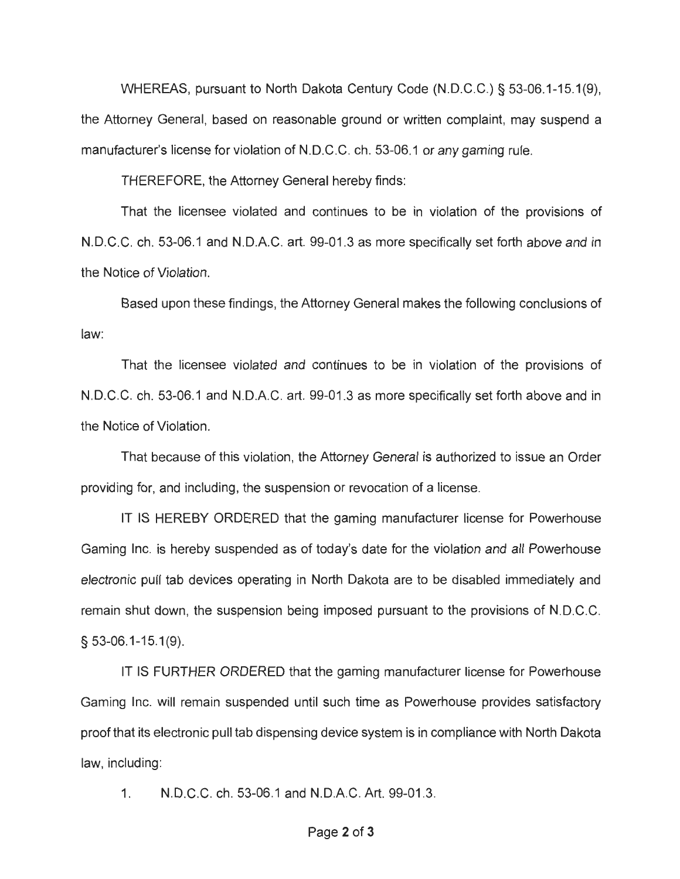WHEREAS, pursuant to North Dakota Century Code (N.D.C.C.) § 53-06.1-15.1(9), the Attorney General, based on reasonable ground or written complaint, may suspend a manufacturer's license for violation of N.D.C.C. ch. 53-06.1 or any gaming rule.

THEREFORE, the Attorney General hereby finds:

That the licensee violated and continues to be in violation of the provisions of N.D.C.C. ch. 53-06.1 and N.D.A.C. art. 99-01.3 as more specifically set forth above and in the Notice of Violation.

Based upon these findings, the Attorney General makes the following conclusions of law:

That the licensee violated and continues to be in violation of the provisions of N.D.C.C. ch. 53-06.1 and N.D.A.C. art. 99-01.3 as more specifically set forth above and in the Notice of Violation.

That because of this violation, the Attorney General is authorized to issue an Order providing for, and including, the suspension or revocation of a license.

IT IS HEREBY ORDERED that the gaming manufacturer license for Powerhouse Gaming Inc. is hereby suspended as of today's date for the violation and all Powerhouse electronic pull tab devices operating in North Dakota are to be disabled immediately and remain shut down, the suspension being imposed pursuant to the provisions of N.D.C.C. § 53-06.1-15.1(9).

IT IS FURTHER ORDERED that the gaming manufacturer license for Powerhouse Gaming Inc. will remain suspended until such time as Powerhouse provides satisfactory proof that its electronic pull tab dispensing device system is in compliance with North Dakota law, including:

1. N.D.C.C. ch. 53-06.1 and N.D.A.C. Art. 99-01.3.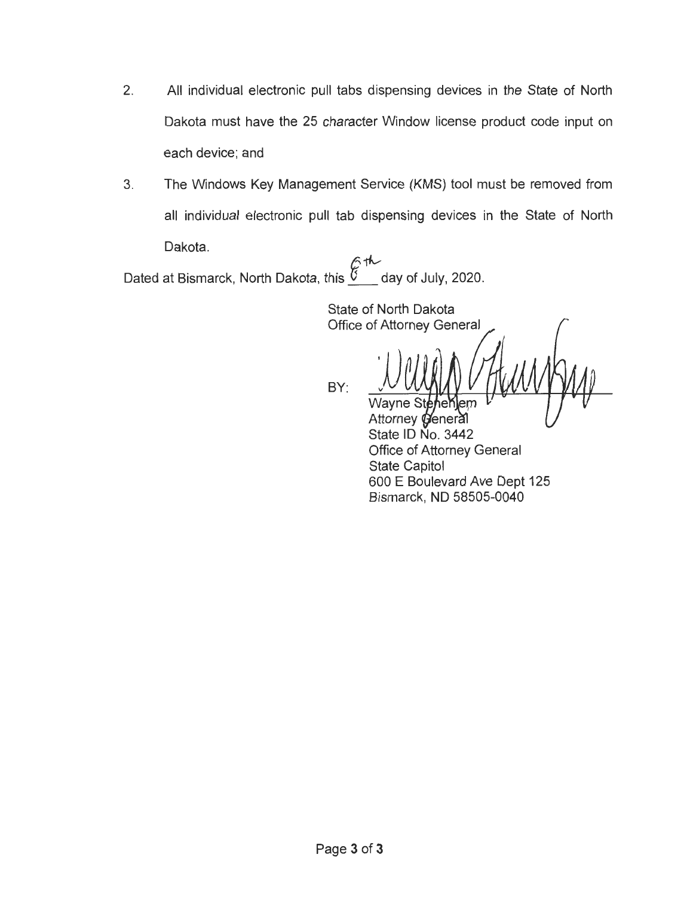2. All individual electronic pull tabs dispensing devices in the State of North Dakota must have the 25 character Window license product code input on each device; and

3. The Windows Key Management Service (KMS) tool must be removed from all individual electronic pull tab dispensing devices in the State of North Dakota.

Dated at Bismarck, North Dakota, this 6th day of July, 2020.

State of North Dakota
Office of Attorney General

BY: ______________________
Wayne Stenehjem
Attorney General
State ID No. 3442
Office of Attorney General
State Capitol
600 E Boulevard Ave Dept 125
Bismarck, ND 58505-0040